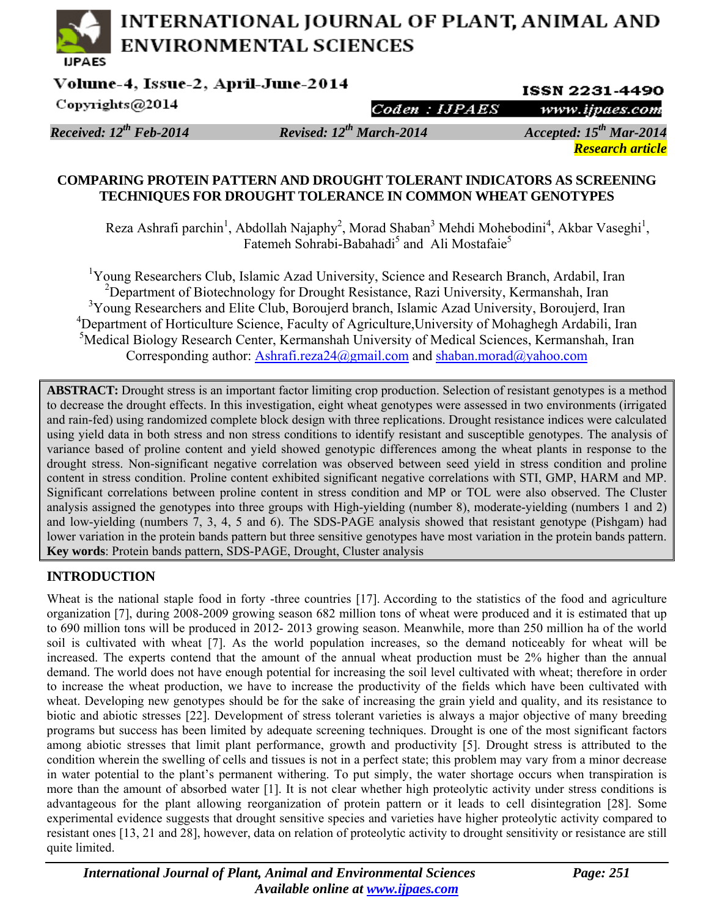Received: 12th Feb-2014 | Revised: 12th March-2014 | Accepted: 15th Mar-2014

*Research article*

# COMPARING PROTEIN PATTERN AND DROUGHT TOLERANT INDICATORS AS SCREENING TECHNIQUES FOR DROUGHT TOLERANCE IN COMMON WHEAT GENOTYPES

Reza Ashrafi parchin[1], Abdollah Najaphy[2], Morad Shaban[3] Mehdi Mohebodini[4], Akbar Vaseghi[1], Fatemeh Sohrabi-Babahadi[5] and Ali Mostafaie[5]

[1]Young Researchers Club, Islamic Azad University, Science and Research Branch, Ardabil, Iran
[2]Department of Biotechnology for Drought Resistance, Razi University, Kermanshah, Iran
[3]Young Researchers and Elite Club, Boroujerd branch, Islamic Azad University, Boroujerd, Iran
[4]Department of Horticulture Science, Faculty of Agriculture,University of Mohaghegh Ardabili, Iran
[5]Medical Biology Research Center, Kermanshah University of Medical Sciences, Kermanshah, Iran
Corresponding author: Ashrafi.reza24@gmail.com and shaban.morad@yahoo.com

**ABSTRACT:** Drought stress is an important factor limiting crop production. Selection of resistant genotypes is a method to decrease the drought effects. In this investigation, eight wheat genotypes were assessed in two environments (irrigated and rain-fed) using randomized complete block design with three replications. Drought resistance indices were calculated using yield data in both stress and non stress conditions to identify resistant and susceptible genotypes. The analysis of variance based of proline content and yield showed genotypic differences among the wheat plants in response to the drought stress. Non-significant negative correlation was observed between seed yield in stress condition and proline content in stress condition. Proline content exhibited significant negative correlations with STI, GMP, HARM and MP. Significant correlations between proline content in stress condition and MP or TOL were also observed. The Cluster analysis assigned the genotypes into three groups with High-yielding (number 8), moderate-yielding (numbers 1 and 2) and low-yielding (numbers 7, 3, 4, 5 and 6). The SDS-PAGE analysis showed that resistant genotype (Pishgam) had lower variation in the protein bands pattern but three sensitive genotypes have most variation in the protein bands pattern.

**Key words**: Protein bands pattern, SDS-PAGE, Drought, Cluster analysis

## INTRODUCTION

Wheat is the national staple food in forty -three countries [17]. According to the statistics of the food and agriculture organization [7], during 2008-2009 growing season 682 million tons of wheat were produced and it is estimated that up to 690 million tons will be produced in 2012- 2013 growing season. Meanwhile, more than 250 million ha of the world soil is cultivated with wheat [7]. As the world population increases, so the demand noticeably for wheat will be increased. The experts contend that the amount of the annual wheat production must be 2% higher than the annual demand. The world does not have enough potential for increasing the soil level cultivated with wheat; therefore in order to increase the wheat production, we have to increase the productivity of the fields which have been cultivated with wheat. Developing new genotypes should be for the sake of increasing the grain yield and quality, and its resistance to biotic and abiotic stresses [22]. Development of stress tolerant varieties is always a major objective of many breeding programs but success has been limited by adequate screening techniques. Drought is one of the most significant factors among abiotic stresses that limit plant performance, growth and productivity [5]. Drought stress is attributed to the condition wherein the swelling of cells and tissues is not in a perfect state; this problem may vary from a minor decrease in water potential to the plant's permanent withering. To put simply, the water shortage occurs when transpiration is more than the amount of absorbed water [1]. It is not clear whether high proteolytic activity under stress conditions is advantageous for the plant allowing reorganization of protein pattern or it leads to cell disintegration [28]. Some experimental evidence suggests that drought sensitive species and varieties have higher proteolytic activity compared to resistant ones [13, 21 and 28], however, data on relation of proteolytic activity to drought sensitivity or resistance are still quite limited.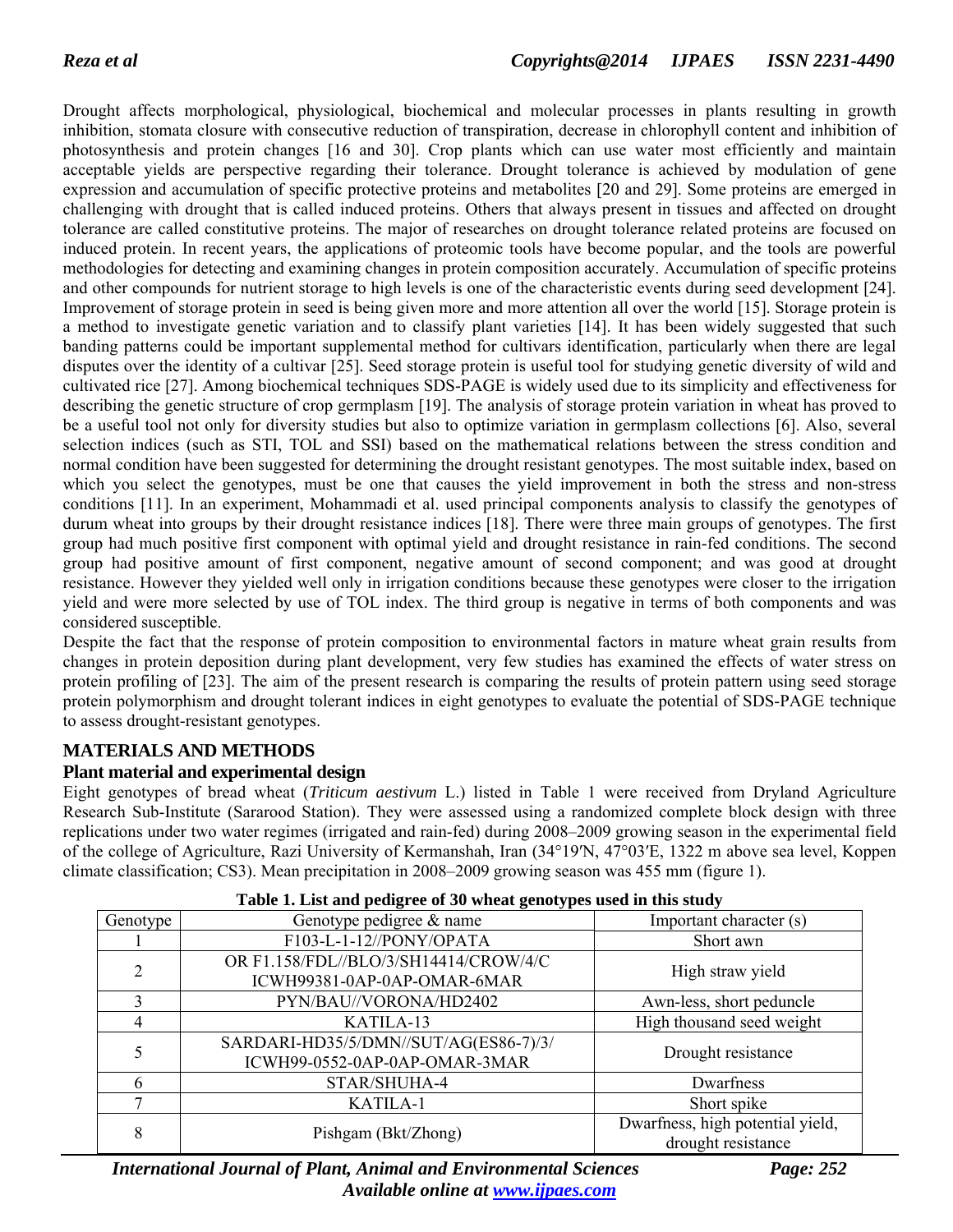Drought affects morphological, physiological, biochemical and molecular processes in plants resulting in growth inhibition, stomata closure with consecutive reduction of transpiration, decrease in chlorophyll content and inhibition of photosynthesis and protein changes [16 and 30]. Crop plants which can use water most efficiently and maintain acceptable yields are perspective regarding their tolerance. Drought tolerance is achieved by modulation of gene expression and accumulation of specific protective proteins and metabolites [20 and 29]. Some proteins are emerged in challenging with drought that is called induced proteins. Others that always present in tissues and affected on drought tolerance are called constitutive proteins. The major of researches on drought tolerance related proteins are focused on induced protein. In recent years, the applications of proteomic tools have become popular, and the tools are powerful methodologies for detecting and examining changes in protein composition accurately. Accumulation of specific proteins and other compounds for nutrient storage to high levels is one of the characteristic events during seed development [24]. Improvement of storage protein in seed is being given more and more attention all over the world [15]. Storage protein is a method to investigate genetic variation and to classify plant varieties [14]. It has been widely suggested that such banding patterns could be important supplemental method for cultivars identification, particularly when there are legal disputes over the identity of a cultivar [25]. Seed storage protein is useful tool for studying genetic diversity of wild and cultivated rice [27]. Among biochemical techniques SDS-PAGE is widely used due to its simplicity and effectiveness for describing the genetic structure of crop germplasm [19]. The analysis of storage protein variation in wheat has proved to be a useful tool not only for diversity studies but also to optimize variation in germplasm collections [6]. Also, several selection indices (such as STI, TOL and SSI) based on the mathematical relations between the stress condition and normal condition have been suggested for determining the drought resistant genotypes. The most suitable index, based on which you select the genotypes, must be one that causes the yield improvement in both the stress and non-stress conditions [11]. In an experiment, Mohammadi et al. used principal components analysis to classify the genotypes of durum wheat into groups by their drought resistance indices [18]. There were three main groups of genotypes. The first group had much positive first component with optimal yield and drought resistance in rain-fed conditions. The second group had positive amount of first component, negative amount of second component; and was good at drought resistance. However they yielded well only in irrigation conditions because these genotypes were closer to the irrigation yield and were more selected by use of TOL index. The third group is negative in terms of both components and was considered susceptible.

Despite the fact that the response of protein composition to environmental factors in mature wheat grain results from changes in protein deposition during plant development, very few studies has examined the effects of water stress on protein profiling of [23]. The aim of the present research is comparing the results of protein pattern using seed storage protein polymorphism and drought tolerant indices in eight genotypes to evaluate the potential of SDS-PAGE technique to assess drought-resistant genotypes.

## MATERIALS AND METHODS

### Plant material and experimental design

Eight genotypes of bread wheat (*Triticum aestivum* L.) listed in Table 1 were received from Dryland Agriculture Research Sub-Institute (Sararood Station). They were assessed using a randomized complete block design with three replications under two water regimes (irrigated and rain-fed) during 2008–2009 growing season in the experimental field of the college of Agriculture, Razi University of Kermanshah, Iran (34°19′N, 47°03′E, 1322 m above sea level, Koppen climate classification; CS3). Mean precipitation in 2008–2009 growing season was 455 mm (figure 1).

**Table 1. List and pedigree of 30 wheat genotypes used in this study**

| Genotype | Genotype pedigree & name | Important character (s) |
|---|---|---|
| 1 | F103-L-1-12//PONY/OPATA | Short awn |
| 2 | OR F1.158/FDL//BLO/3/SH14414/CROW/4/C ICWH99381-0AP-0AP-OMAR-6MAR | High straw yield |
| 3 | PYN/BAU//VORONA/HD2402 | Awn-less, short peduncle |
| 4 | KATILA-13 | High thousand seed weight |
| 5 | SARDARI-HD35/5/DMN//SUT/AG(ES86-7)/3/ ICWH99-0552-0AP-0AP-OMAR-3MAR | Drought resistance |
| 6 | STAR/SHUHA-4 | Dwarfness |
| 7 | KATILA-1 | Short spike |
| 8 | Pishgam (Bkt/Zhong) | Dwarfness, high potential yield, drought resistance |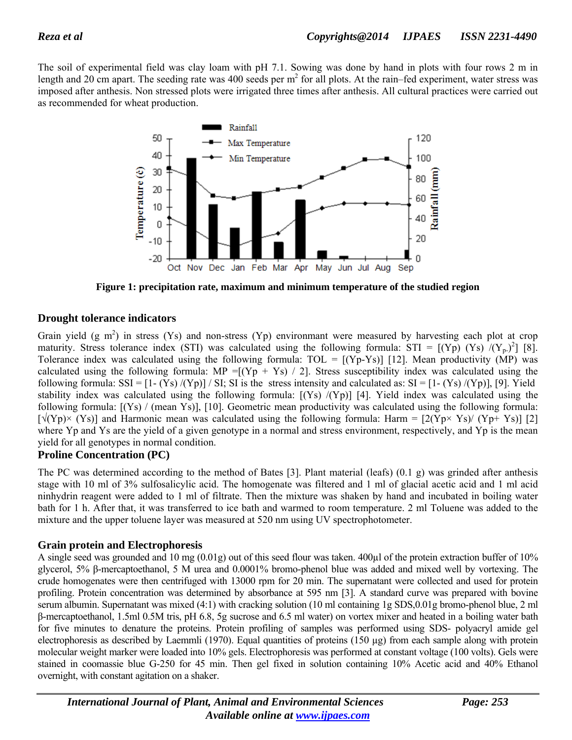The soil of experimental field was clay loam with pH 7.1. Sowing was done by hand in plots with four rows 2 m in length and 20 cm apart. The seeding rate was 400 seeds per $m^2$ for all plots. At the rain–fed experiment, water stress was imposed after anthesis. Non stressed plots were irrigated three times after anthesis. All cultural practices were carried out as recommended for wheat production.

**Figure 1: precipitation rate, maximum and minimum temperature of the studied region**

### Drought tolerance indicators

Grain yield (g $m^2$) in stress (Ys) and non-stress (Yp) environmant were measured by harvesting each plot at crop maturity. Stress tolerance index (STI) was calculated using the following formula: STI = $[(Yp)\ (Ys)\ /(Y_{p-})^2]$ [8]. Tolerance index was calculated using the following formula: TOL = [(Yp-Ys)] [12]. Mean productivity (MP) was calculated using the following formula: MP =[(Yp + Ys) / 2]. Stress susceptibility index was calculated using the following formula: SSI = [1- (Ys) /(Yp)] / SI; SI is the stress intensity and calculated as: SI = [1- (Ys) /(Yp)], [9]. Yield stability index was calculated using the following formula: [(Ys) /(Yp)] [4]. Yield index was calculated using the following formula: [(Ys) / (mean Ys)], [10]. Geometric mean productivity was calculated using the following formula: [$\sqrt{(Yp)}$× (Ys)] and Harmonic mean was calculated using the following formula: Harm = [2(Yp× Ys)/ (Yp+ Ys)] [2] where Yp and Ys are the yield of a given genotype in a normal and stress environment, respectively, and Yp is the mean yield for all genotypes in normal condition.

### Proline Concentration (PC)

The PC was determined according to the method of Bates [3]. Plant material (leafs) (0.1 g) was grinded after anthesis stage with 10 ml of 3% sulfosalicylic acid. The homogenate was filtered and 1 ml of glacial acetic acid and 1 ml acid ninhydrin reagent were added to 1 ml of filtrate. Then the mixture was shaken by hand and incubated in boiling water bath for 1 h. After that, it was transferred to ice bath and warmed to room temperature. 2 ml Toluene was added to the mixture and the upper toluene layer was measured at 520 nm using UV spectrophotometer.

### Grain protein and Electrophoresis

A single seed was grounded and 10 mg (0.01g) out of this seed flour was taken. 400µl of the protein extraction buffer of 10% glycerol, 5% β-mercaptoethanol, 5 M urea and 0.0001% bromo-phenol blue was added and mixed well by vortexing. The crude homogenates were then centrifuged with 13000 rpm for 20 min. The supernatant were collected and used for protein profiling. Protein concentration was determined by absorbance at 595 nm [3]. A standard curve was prepared with bovine serum albumin. Supernatant was mixed (4:1) with cracking solution (10 ml containing 1g SDS,0.01g bromo-phenol blue, 2 ml β-mercaptoethanol, 1.5ml 0.5M tris, pH 6.8, 5g sucrose and 6.5 ml water) on vortex mixer and heated in a boiling water bath for five minutes to denature the proteins. Protein profiling of samples was performed using SDS- polyacryl amide gel electrophoresis as described by Laemmli (1970). Equal quantities of proteins (150 µg) from each sample along with protein molecular weight marker were loaded into 10% gels. Electrophoresis was performed at constant voltage (100 volts). Gels were stained in coomassie blue G-250 for 45 min. Then gel fixed in solution containing 10% Acetic acid and 40% Ethanol overnight, with constant agitation on a shaker.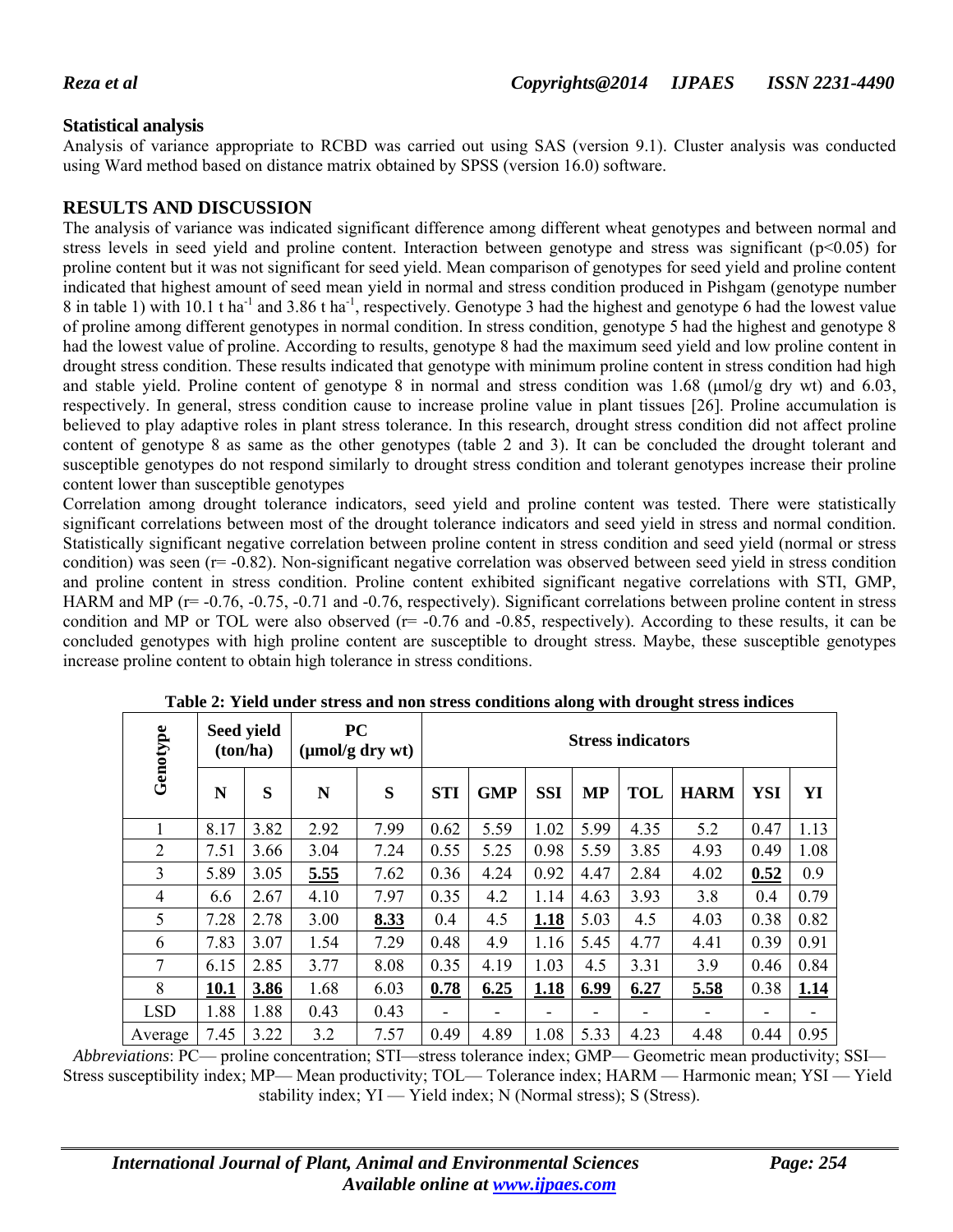## Statistical analysis

Analysis of variance appropriate to RCBD was carried out using SAS (version 9.1). Cluster analysis was conducted using Ward method based on distance matrix obtained by SPSS (version 16.0) software.

## RESULTS AND DISCUSSION

The analysis of variance was indicated significant difference among different wheat genotypes and between normal and stress levels in seed yield and proline content. Interaction between genotype and stress was significant ($p<0.05$) for proline content but it was not significant for seed yield. Mean comparison of genotypes for seed yield and proline content indicated that highest amount of seed mean yield in normal and stress condition produced in Pishgam (genotype number 8 in table 1) with 10.1 t ha$^{-1}$ and 3.86 t ha$^{-1}$, respectively. Genotype 3 had the highest and genotype 6 had the lowest value of proline among different genotypes in normal condition. In stress condition, genotype 5 had the highest and genotype 8 had the lowest value of proline. According to results, genotype 8 had the maximum seed yield and low proline content in drought stress condition. These results indicated that genotype with minimum proline content in stress condition had high and stable yield. Proline content of genotype 8 in normal and stress condition was 1.68 (μmol/g dry wt) and 6.03, respectively. In general, stress condition cause to increase proline value in plant tissues [26]. Proline accumulation is believed to play adaptive roles in plant stress tolerance. In this research, drought stress condition did not affect proline content of genotype 8 as same as the other genotypes (table 2 and 3). It can be concluded the drought tolerant and susceptible genotypes do not respond similarly to drought stress condition and tolerant genotypes increase their proline content lower than susceptible genotypes

Correlation among drought tolerance indicators, seed yield and proline content was tested. There were statistically significant correlations between most of the drought tolerance indicators and seed yield in stress and normal condition. Statistically significant negative correlation between proline content in stress condition and seed yield (normal or stress condition) was seen (r= -0.82). Non-significant negative correlation was observed between seed yield in stress condition and proline content in stress condition. Proline content exhibited significant negative correlations with STI, GMP, HARM and MP (r= -0.76, -0.75, -0.71 and -0.76, respectively). Significant correlations between proline content in stress condition and MP or TOL were also observed (r= -0.76 and -0.85, respectively). According to these results, it can be concluded genotypes with high proline content are susceptible to drought stress. Maybe, these susceptible genotypes increase proline content to obtain high tolerance in stress conditions.

**Table 2: Yield under stress and non stress conditions along with drought stress indices**

| Genotype | Seed yield (ton/ha) | | PC (μmol/g dry wt) | | Stress indicators | | | | | | | |
|---|---|---|---|---|---|---|---|---|---|---|---|---|
| | N | S | N | S | STI | GMP | SSI | MP | TOL | HARM | YSI | YI |
| 1 | 8.17 | 3.82 | 2.92 | 7.99 | 0.62 | 5.59 | 1.02 | 5.99 | 4.35 | 5.2 | 0.47 | 1.13 |
| 2 | 7.51 | 3.66 | 3.04 | 7.24 | 0.55 | 5.25 | 0.98 | 5.59 | 3.85 | 4.93 | 0.49 | 1.08 |
| 3 | 5.89 | 3.05 | **5.55** | 7.62 | 0.36 | 4.24 | 0.92 | 4.47 | 2.84 | 4.02 | **0.52** | 0.9 |
| 4 | 6.6 | 2.67 | 4.10 | 7.97 | 0.35 | 4.2 | 1.14 | 4.63 | 3.93 | 3.8 | 0.4 | 0.79 |
| 5 | 7.28 | 2.78 | 3.00 | **8.33** | 0.4 | 4.5 | **1.18** | 5.03 | 4.5 | 4.03 | 0.38 | 0.82 |
| 6 | 7.83 | 3.07 | 1.54 | 7.29 | 0.48 | 4.9 | 1.16 | 5.45 | 4.77 | 4.41 | 0.39 | 0.91 |
| 7 | 6.15 | 2.85 | 3.77 | 8.08 | 0.35 | 4.19 | 1.03 | 4.5 | 3.31 | 3.9 | 0.46 | 0.84 |
| 8 | **10.1** | **3.86** | 1.68 | 6.03 | **0.78** | **6.25** | **1.18** | **6.99** | **6.27** | **5.58** | 0.38 | **1.14** |
| LSD | 1.88 | 1.88 | 0.43 | 0.43 | - | - | - | - | - | - | - | - |
| Average | 7.45 | 3.22 | 3.2 | 7.57 | 0.49 | 4.89 | 1.08 | 5.33 | 4.23 | 4.48 | 0.44 | 0.95 |

*Abbreviations*: PC— proline concentration; STI—stress tolerance index; GMP— Geometric mean productivity; SSI— Stress susceptibility index; MP— Mean productivity; TOL— Tolerance index; HARM — Harmonic mean; YSI — Yield stability index; YI — Yield index; N (Normal stress); S (Stress).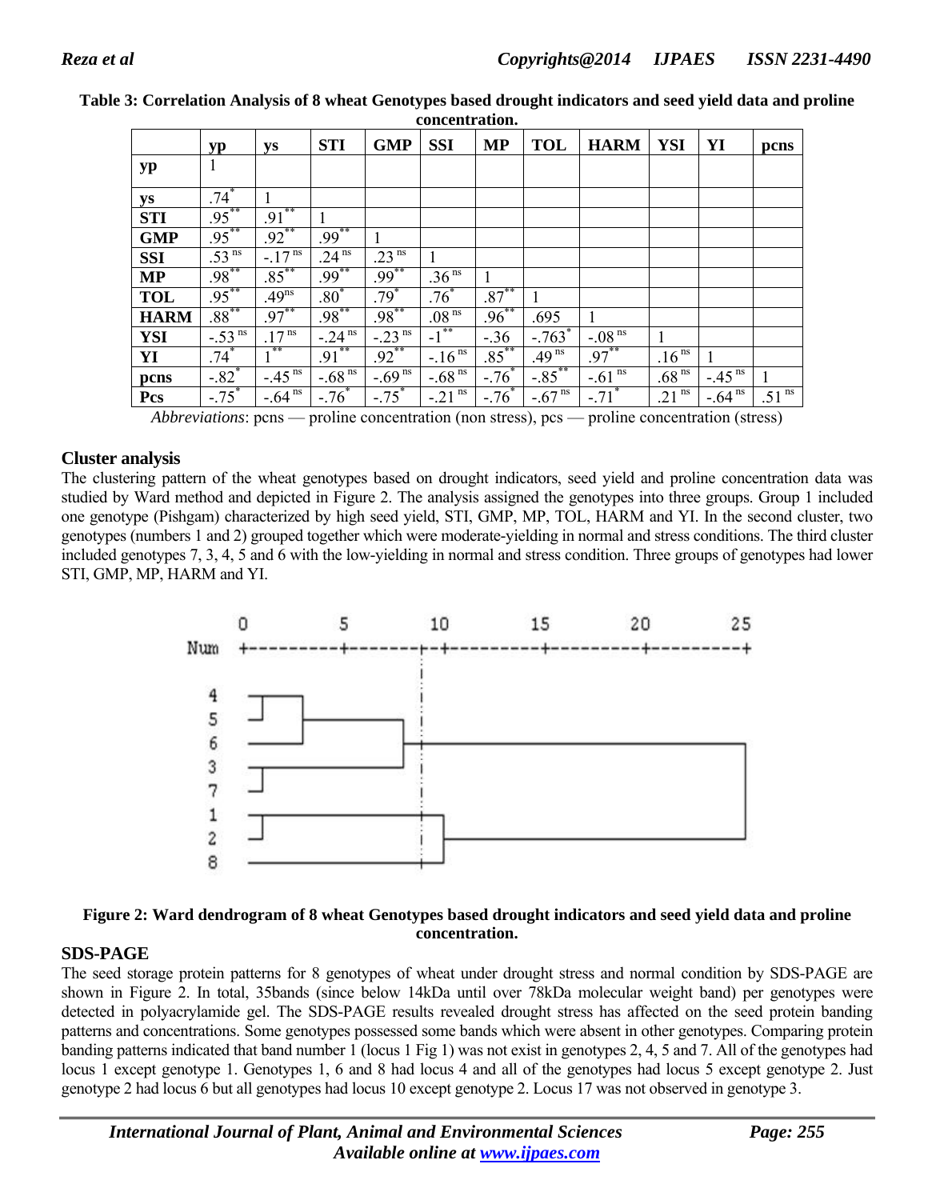**Table 3: Correlation Analysis of 8 wheat Genotypes based drought indicators and seed yield data and proline concentration.**

| | yp | ys | STI | GMP | SSI | MP | TOL | HARM | YSI | YI | pcns |
|---|---|---|---|---|---|---|---|---|---|---|---|
| **yp** | 1 | | | | | | | | | | |
| **ys** | .74* | 1 | | | | | | | | | |
| **STI** | .95** | .91** | 1 | | | | | | | | |
| **GMP** | .95** | .92** | .99** | 1 | | | | | | | |
| **SSI** | .53 ns | -.17 ns | .24 ns | .23 ns | 1 | | | | | | |
| **MP** | .98** | .85** | .99** | .99** | .36 ns | 1 | | | | | |
| **TOL** | .95** | .49ns | .80* | .79* | .76* | .87** | 1 | | | | |
| **HARM** | .88** | .97** | .98** | .98** | .08 ns | .96** | .695 | 1 | | | |
| **YSI** | -.53 ns | .17 ns | -.24 ns | -.23 ns | -1** | -.36 | -.763* | -.08 ns | 1 | | |
| **YI** | .74* | 1** | .91** | .92** | -.16 ns | .85** | .49 ns | .97** | .16 ns | 1 | |
| **pcns** | -.82* | -.45 ns | -.68 ns | -.69 ns | -.68 ns | -.76* | -.85** | -.61 ns | .68 ns | -.45 ns | 1 |
| **Pcs** | -.75* | -.64 ns | -.76* | -.75* | -.21 ns | -.76* | -.67 ns | -.71* | .21 ns | -.64 ns | .51 ns |

*Abbreviations*: pcns — proline concentration (non stress), pcs — proline concentration (stress)

## Cluster analysis

The clustering pattern of the wheat genotypes based on drought indicators, seed yield and proline concentration data was studied by Ward method and depicted in Figure 2. The analysis assigned the genotypes into three groups. Group 1 included one genotype (Pishgam) characterized by high seed yield, STI, GMP, MP, TOL, HARM and YI. In the second cluster, two genotypes (numbers 1 and 2) grouped together which were moderate-yielding in normal and stress conditions. The third cluster included genotypes 7, 3, 4, 5 and 6 with the low-yielding in normal and stress condition. Three groups of genotypes had lower STI, GMP, MP, HARM and YI.

**Figure 2: Ward dendrogram of 8 wheat Genotypes based drought indicators and seed yield data and proline concentration.**

## SDS-PAGE

The seed storage protein patterns for 8 genotypes of wheat under drought stress and normal condition by SDS-PAGE are shown in Figure 2. In total, 35bands (since below 14kDa until over 78kDa molecular weight band) per genotypes were detected in polyacrylamide gel. The SDS-PAGE results revealed drought stress has affected on the seed protein banding patterns and concentrations. Some genotypes possessed some bands which were absent in other genotypes. Comparing protein banding patterns indicated that band number 1 (locus 1 Fig 1) was not exist in genotypes 2, 4, 5 and 7. All of the genotypes had locus 1 except genotype 1. Genotypes 1, 6 and 8 had locus 4 and all of the genotypes had locus 5 except genotype 2. Just genotype 2 had locus 6 but all genotypes had locus 10 except genotype 2. Locus 17 was not observed in genotype 3.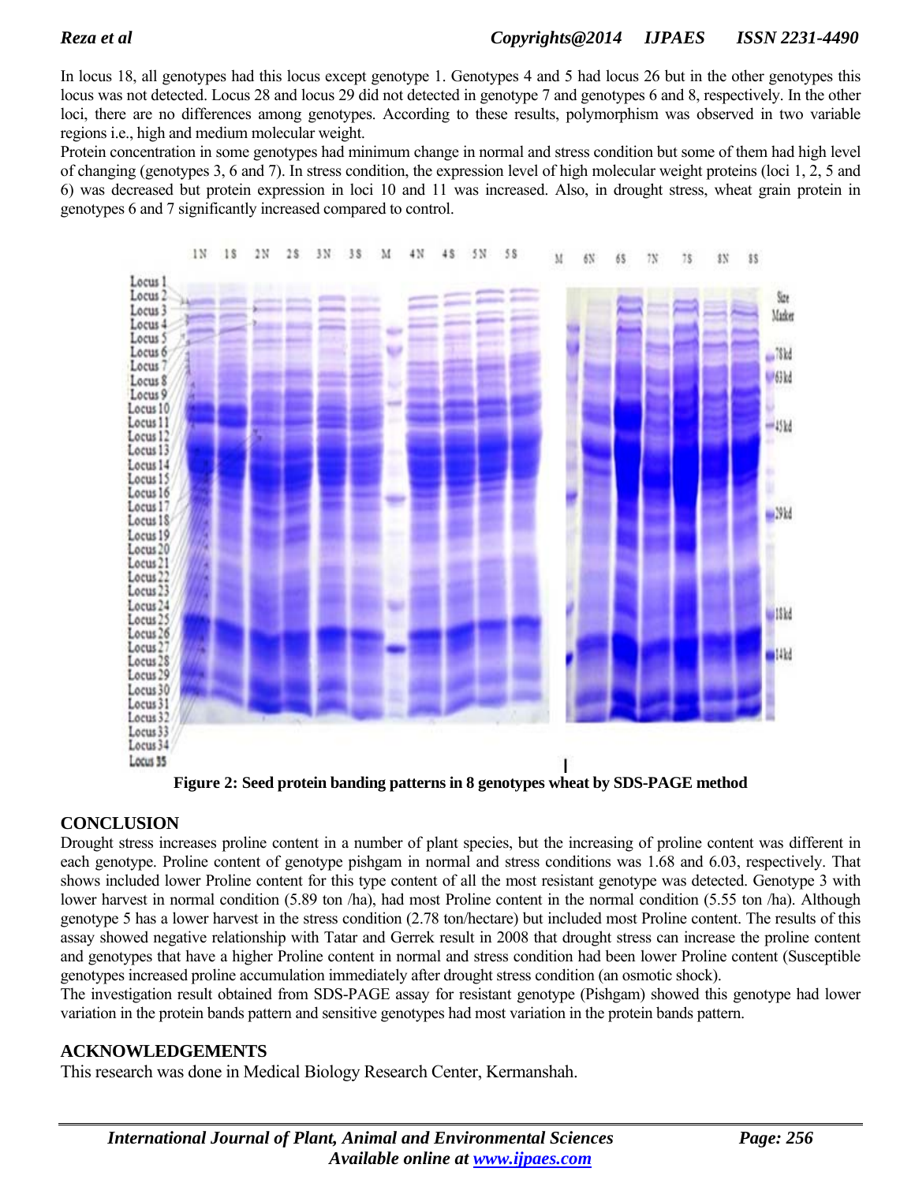In locus 18, all genotypes had this locus except genotype 1. Genotypes 4 and 5 had locus 26 but in the other genotypes this locus was not detected. Locus 28 and locus 29 did not detected in genotype 7 and genotypes 6 and 8, respectively. In the other loci, there are no differences among genotypes. According to these results, polymorphism was observed in two variable regions i.e., high and medium molecular weight.

Protein concentration in some genotypes had minimum change in normal and stress condition but some of them had high level of changing (genotypes 3, 6 and 7). In stress condition, the expression level of high molecular weight proteins (loci 1, 2, 5 and 6) was decreased but protein expression in loci 10 and 11 was increased. Also, in drought stress, wheat grain protein in genotypes 6 and 7 significantly increased compared to control.

**Figure 2: Seed protein banding patterns in 8 genotypes wheat by SDS-PAGE method**

## CONCLUSION

Drought stress increases proline content in a number of plant species, but the increasing of proline content was different in each genotype. Proline content of genotype pishgam in normal and stress conditions was 1.68 and 6.03, respectively. That shows included lower Proline content for this type content of all the most resistant genotype was detected. Genotype 3 with lower harvest in normal condition (5.89 ton /ha), had most Proline content in the normal condition (5.55 ton /ha). Although genotype 5 has a lower harvest in the stress condition (2.78 ton/hectare) but included most Proline content. The results of this assay showed negative relationship with Tatar and Gerrek result in 2008 that drought stress can increase the proline content and genotypes that have a higher Proline content in normal and stress condition had been lower Proline content (Susceptible genotypes increased proline accumulation immediately after drought stress condition (an osmotic shock).

The investigation result obtained from SDS-PAGE assay for resistant genotype (Pishgam) showed this genotype had lower variation in the protein bands pattern and sensitive genotypes had most variation in the protein bands pattern.

## ACKNOWLEDGEMENTS

This research was done in Medical Biology Research Center, Kermanshah.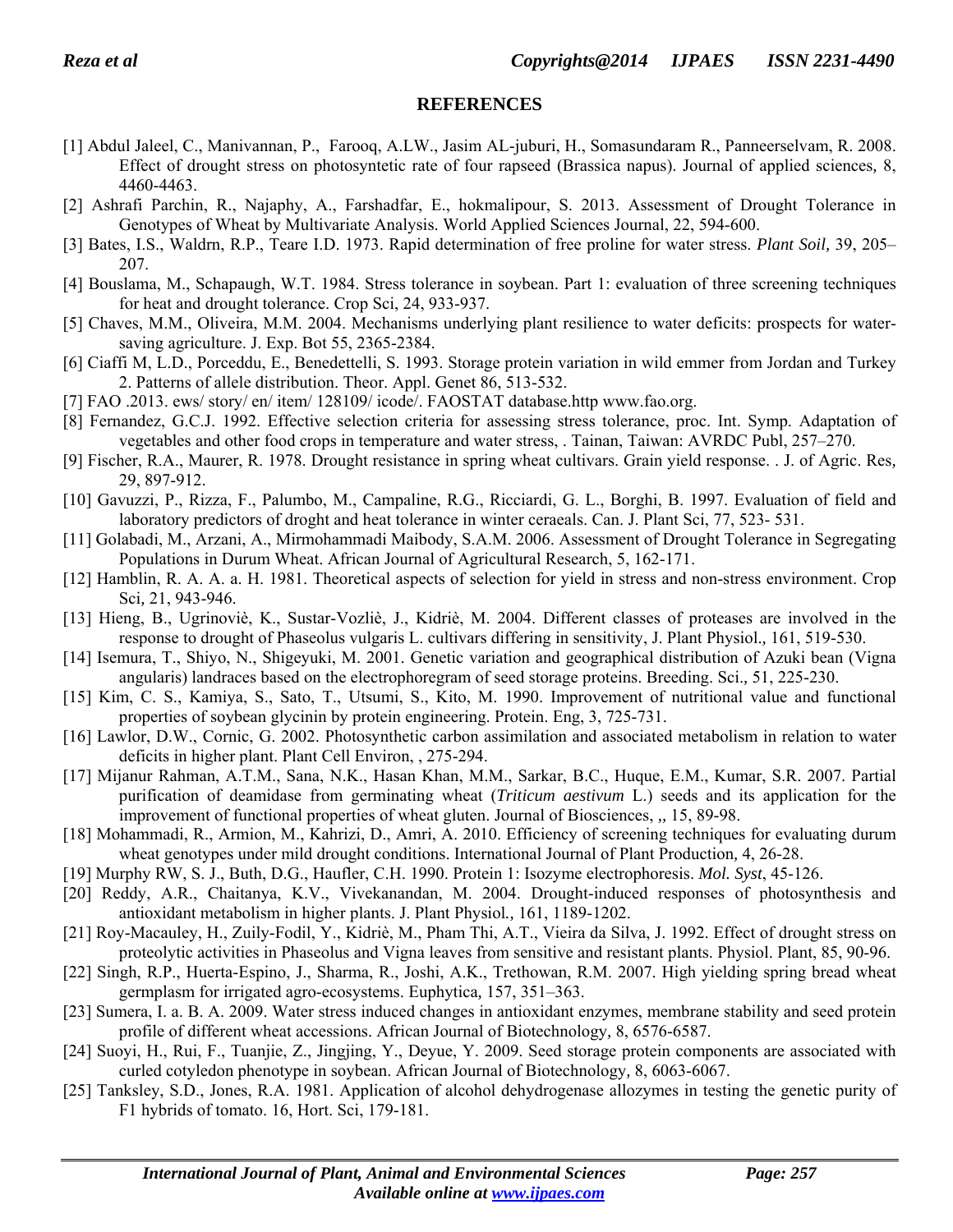## REFERENCES

[1] Abdul Jaleel, C., Manivannan, P., Farooq, A.LW., Jasim AL-juburi, H., Somasundaram R., Panneerselvam, R. 2008. Effect of drought stress on photosyntetic rate of four rapseed (Brassica napus). Journal of applied sciences*,* 8, 4460-4463.

[2] Ashrafi Parchin, R., Najaphy, A., Farshadfar, E., hokmalipour, S. 2013. Assessment of Drought Tolerance in Genotypes of Wheat by Multivariate Analysis. World Applied Sciences Journal, 22, 594-600.

[3] Bates, I.S., Waldrn, R.P., Teare I.D. 1973. Rapid determination of free proline for water stress. *Plant Soil,* 39, 205–207.

[4] Bouslama, M., Schapaugh, W.T. 1984. Stress tolerance in soybean. Part 1: evaluation of three screening techniques for heat and drought tolerance. Crop Sci, 24, 933-937.

[5] Chaves, M.M., Oliveira, M.M. 2004. Mechanisms underlying plant resilience to water deficits: prospects for water-saving agriculture. J. Exp. Bot 55, 2365-2384.

[6] Ciaffi M, L.D., Porceddu, E., Benedettelli, S. 1993. Storage protein variation in wild emmer from Jordan and Turkey 2. Patterns of allele distribution. Theor. Appl. Genet 86, 513-532.

[7] FAO .2013. ews/ story/ en/ item/ 128109/ icode/. FAOSTAT database.http www.fao.org.

[8] Fernandez, G.C.J. 1992. Effective selection criteria for assessing stress tolerance, proc. Int. Symp. Adaptation of vegetables and other food crops in temperature and water stress, . Tainan, Taiwan: AVRDC Publ, 257–270.

[9] Fischer, R.A., Maurer, R. 1978. Drought resistance in spring wheat cultivars. Grain yield response. . J. of Agric. Res*,* 29, 897-912.

[10] Gavuzzi, P., Rizza, F., Palumbo, M., Campaline, R.G., Ricciardi, G. L., Borghi, B. 1997. Evaluation of field and laboratory predictors of droght and heat tolerance in winter ceraeals. Can. J. Plant Sci, 77, 523- 531.

[11] Golabadi, M., Arzani, A., Mirmohammadi Maibody, S.A.M. 2006. Assessment of Drought Tolerance in Segregating Populations in Durum Wheat. African Journal of Agricultural Research, 5, 162-171.

[12] Hamblin, R. A. A. a. H. 1981. Theoretical aspects of selection for yield in stress and non-stress environment. Crop Sci*,* 21, 943-946.

[13] Hieng, B., Ugrinoviè, K., Sustar-Vozliè, J., Kidriè, M. 2004. Different classes of proteases are involved in the response to drought of Phaseolus vulgaris L. cultivars differing in sensitivity, J. Plant Physiol.*,* 161, 519-530.

[14] Isemura, T., Shiyo, N., Shigeyuki, M. 2001. Genetic variation and geographical distribution of Azuki bean (Vigna angularis) landraces based on the electrophoregram of seed storage proteins. Breeding. Sci.*,* 51, 225-230.

[15] Kim, C. S., Kamiya, S., Sato, T., Utsumi, S., Kito, M. 1990. Improvement of nutritional value and functional properties of soybean glycinin by protein engineering. Protein. Eng, 3, 725-731.

[16] Lawlor, D.W., Cornic, G. 2002. Photosynthetic carbon assimilation and associated metabolism in relation to water deficits in higher plant. Plant Cell Environ, , 275-294.

[17] Mijanur Rahman, A.T.M., Sana, N.K., Hasan Khan, M.M., Sarkar, B.C., Huque, E.M., Kumar, S.R. 2007. Partial purification of deamidase from germinating wheat (*Triticum aestivum* L.) seeds and its application for the improvement of functional properties of wheat gluten. Journal of Biosciences, ,, 15, 89-98.

[18] Mohammadi, R., Armion, M., Kahrizi, D., Amri, A. 2010. Efficiency of screening techniques for evaluating durum wheat genotypes under mild drought conditions. International Journal of Plant Production*,* 4, 26-28.

[19] Murphy RW, S. J., Buth, D.G., Haufler, C.H. 1990. Protein 1: Isozyme electrophoresis. *Mol. Syst*, 45-126.

[20] Reddy, A.R., Chaitanya, K.V., Vivekanandan, M. 2004. Drought-induced responses of photosynthesis and antioxidant metabolism in higher plants. J. Plant Physiol.*,* 161, 1189-1202.

[21] Roy-Macauley, H., Zuily-Fodil, Y., Kidriè, M., Pham Thi, A.T., Vieira da Silva, J. 1992. Effect of drought stress on proteolytic activities in Phaseolus and Vigna leaves from sensitive and resistant plants. Physiol. Plant, 85, 90-96.

[22] Singh, R.P., Huerta-Espino, J., Sharma, R., Joshi, A.K., Trethowan, R.M. 2007. High yielding spring bread wheat germplasm for irrigated agro-ecosystems. Euphytica*,* 157, 351–363.

[23] Sumera, I. a. B. A. 2009. Water stress induced changes in antioxidant enzymes, membrane stability and seed protein profile of different wheat accessions. African Journal of Biotechnology*,* 8, 6576-6587.

[24] Suoyi, H., Rui, F., Tuanjie, Z., Jingjing, Y., Deyue, Y. 2009. Seed storage protein components are associated with curled cotyledon phenotype in soybean. African Journal of Biotechnology*,* 8, 6063-6067.

[25] Tanksley, S.D., Jones, R.A. 1981. Application of alcohol dehydrogenase allozymes in testing the genetic purity of F1 hybrids of tomato. 16, Hort. Sci, 179-181.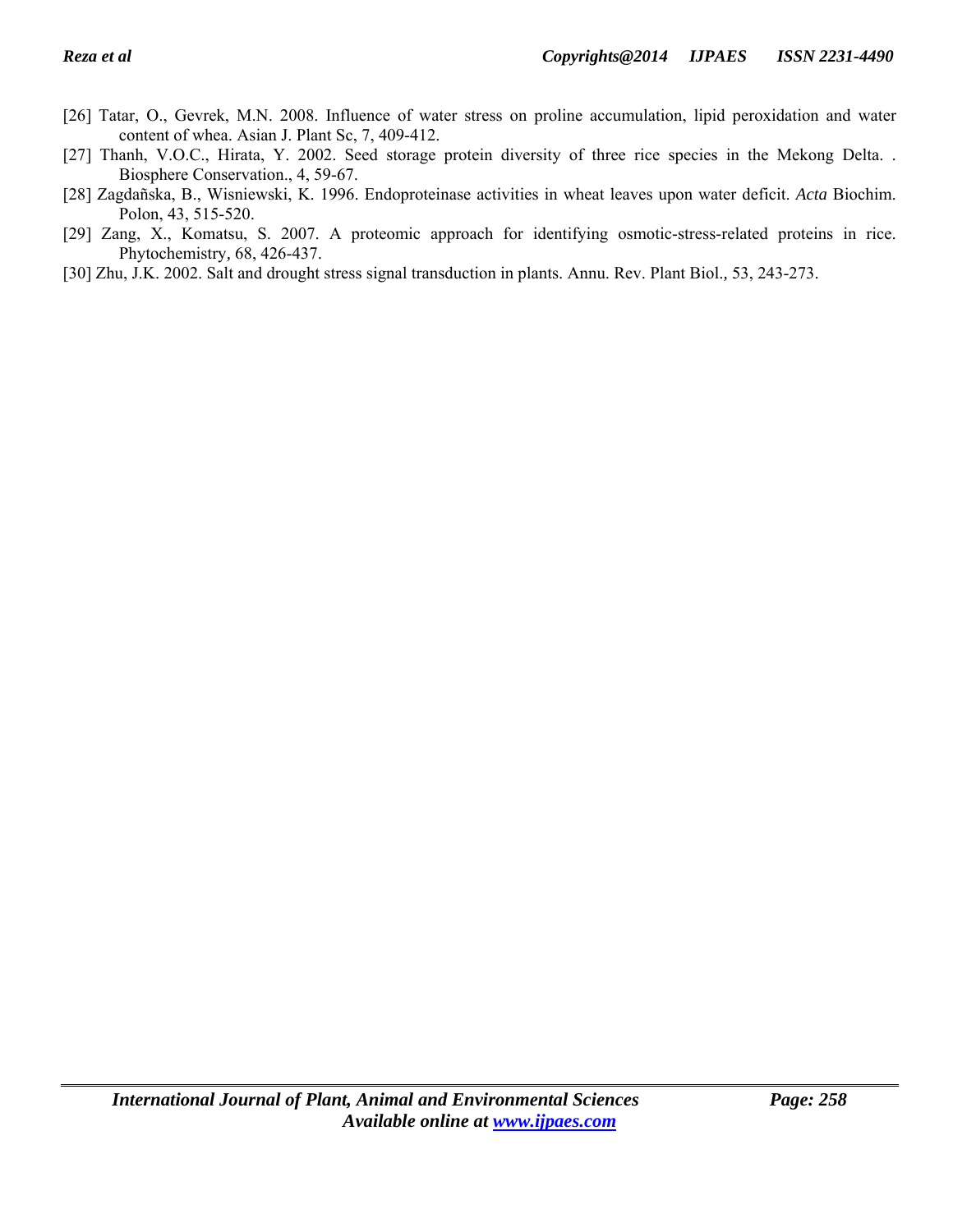[26] Tatar, O., Gevrek, M.N. 2008. Influence of water stress on proline accumulation, lipid peroxidation and water content of whea. Asian J. Plant Sc, 7, 409-412.

[27] Thanh, V.O.C., Hirata, Y. 2002. Seed storage protein diversity of three rice species in the Mekong Delta. . Biosphere Conservation., 4, 59-67.

[28] Zagdañska, B., Wisniewski, K. 1996. Endoproteinase activities in wheat leaves upon water deficit. *Acta* Biochim. Polon, 43, 515-520.

[29] Zang, X., Komatsu, S. 2007. A proteomic approach for identifying osmotic-stress-related proteins in rice. Phytochemistry, 68, 426-437.

[30] Zhu, J.K. 2002. Salt and drought stress signal transduction in plants. Annu. Rev. Plant Biol., 53, 243-273.